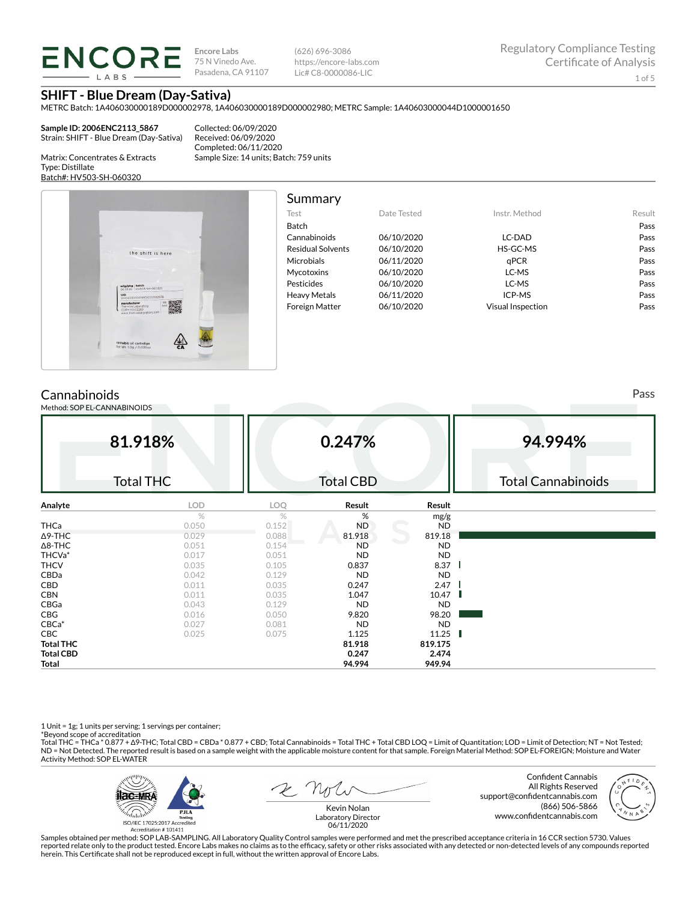**ENCORE LABS**

Encore Labs
75 N Vinedo Ave.
Pasadena, CA 91107

(626) 696-3086
https://encore-labs.com
Lic# C8-0000086-LIC

Regulatory Compliance Testing
Certificate of Analysis

## SHIFT - Blue Dream (Day-Sativa)

METRC Batch: 1A406030000189D000002978, 1A406030000189D000002980; METRC Sample: 1A40603000044D1000001650

**Sample ID: 2006ENC2113_5867**
Strain: SHIFT - Blue Dream (Day-Sativa)

Matrix: Concentrates & Extracts
Type: Distillate
Batch#: HV503-SH-060320

Collected: 06/09/2020
Received: 06/09/2020
Completed: 06/11/2020
Sample Size: 14 units; Batch: 759 units

## Summary

| Test | Date Tested | Instr. Method | Result |
|---|---|---|---|
| Batch | | | Pass |
| Cannabinoids | 06/10/2020 | LC-DAD | Pass |
| Residual Solvents | 06/10/2020 | HS-GC-MS | Pass |
| Microbials | 06/11/2020 | qPCR | Pass |
| Mycotoxins | 06/10/2020 | LC-MS | Pass |
| Pesticides | 06/10/2020 | LC-MS | Pass |
| Heavy Metals | 06/11/2020 | ICP-MS | Pass |
| Foreign Matter | 06/10/2020 | Visual Inspection | Pass |

## Cannabinoids

Pass

Method: SOP EL-CANNABINOIDS

**81.918%** Total THC

**0.247%** Total CBD

**94.994%** Total Cannabinoids

| Analyte | LOD | LOQ | Result | Result |
|---|---|---|---|---|
| | % | % | % | mg/g |
| THCa | 0.050 | 0.152 | ND | ND |
| Δ9-THC | 0.029 | 0.088 | 81.918 | 819.18 |
| Δ8-THC | 0.051 | 0.154 | ND | ND |
| THCVa* | 0.017 | 0.051 | ND | ND |
| THCV | 0.035 | 0.105 | 0.837 | 8.37 |
| CBDa | 0.042 | 0.129 | ND | ND |
| CBD | 0.011 | 0.035 | 0.247 | 2.47 |
| CBN | 0.011 | 0.035 | 1.047 | 10.47 |
| CBGa | 0.043 | 0.129 | ND | ND |
| CBG | 0.016 | 0.050 | 9.820 | 98.20 |
| CBCa* | 0.027 | 0.081 | ND | ND |
| CBC | 0.025 | 0.075 | 1.125 | 11.25 |
| **Total THC** | | | **81.918** | **819.175** |
| **Total CBD** | | | **0.247** | **2.474** |
| **Total** | | | **94.994** | **949.94** |

1 Unit = 1g; 1 units per serving; 1 servings per container;
*Beyond scope of accreditation
Total THC = THCa * 0.877 + Δ9-THC; Total CBD = CBDa * 0.877 + CBD; Total Cannabinoids = Total THC + Total CBD LOQ = Limit of Quantitation; LOD = Limit of Detection; NT = Not Tested; ND = Not Detected. The reported result is based on a sample weight with the applicable moisture content for that sample. Foreign Material Method: SOP EL-FOREIGN; Moisture and Water Activity Method: SOP EL-WATER

ISO/IEC 17025:2017 Accredited
Accreditation # 101411

Kevin Nolan
Laboratory Director
06/11/2020

Confident Cannabis
All Rights Reserved
support@confidentcannabis.com
(866) 506-5866
www.confidentcannabis.com

Samples obtained per method: SOP LAB-SAMPLING. All Laboratory Quality Control samples were performed and met the prescribed acceptance criteria in 16 CCR section 5730. Values reported relate only to the product tested. Encore Labs makes no claims as to the efficacy, safety or other risks associated with any detected or non-detected levels of any compounds reported herein. This Certificate shall not be reproduced except in full, without the written approval of Encore Labs.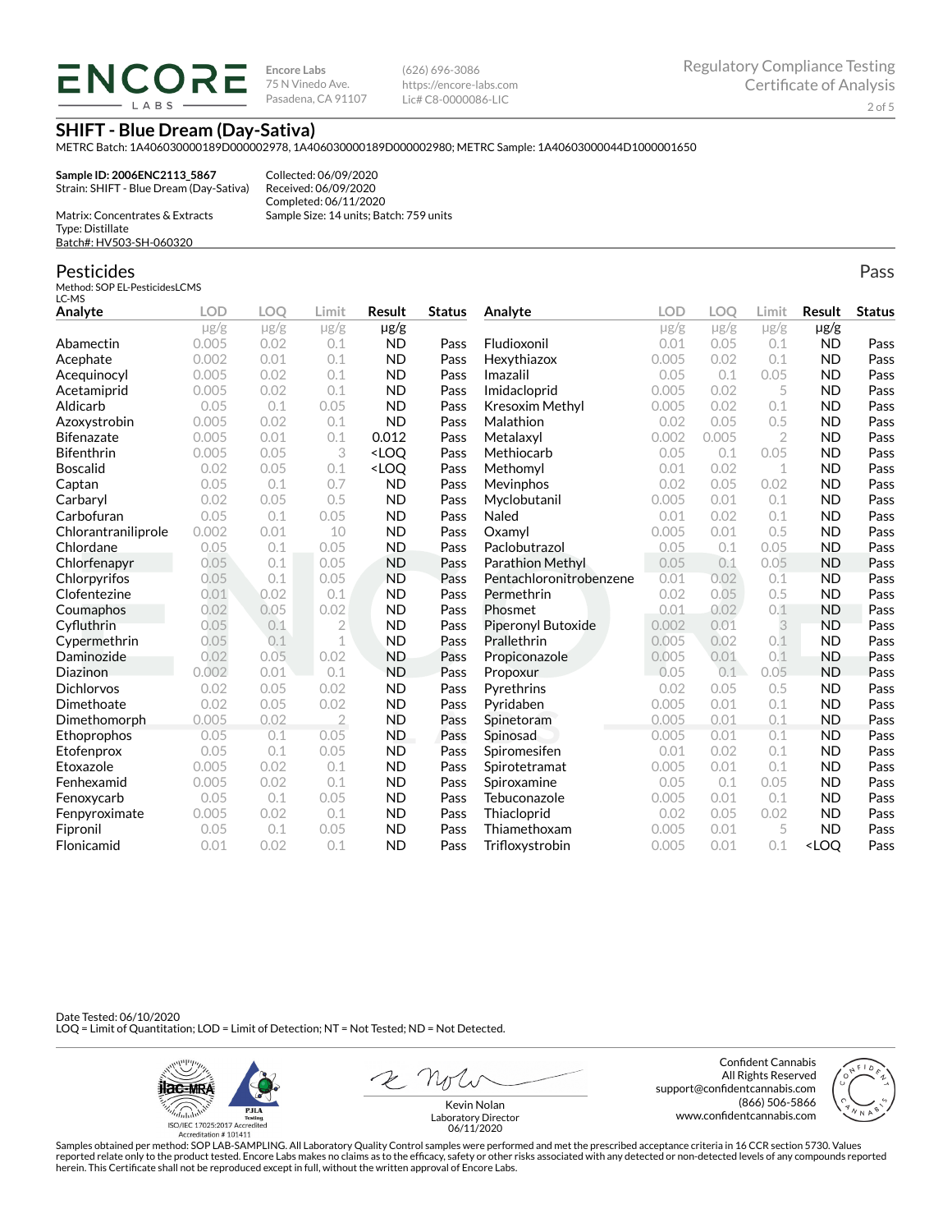**Encore Labs**
75 N Vinedo Ave.
Pasadena, CA 91107

(626) 696-3086
https://encore-labs.com
Lic# C8-0000086-LIC

Regulatory Compliance Testing
Certificate of Analysis

## SHIFT - Blue Dream (Day-Sativa)

METRC Batch: 1A406030000189D000002978, 1A406030000189D000002980; METRC Sample: 1A40603000044D1000001650

**Sample ID: 2006ENC2113_5867**
Strain: SHIFT - Blue Dream (Day-Sativa)

Matrix: Concentrates & Extracts
Type: Distillate
Batch#: HV503-SH-060320

Collected: 06/09/2020
Received: 06/09/2020
Completed: 06/11/2020
Sample Size: 14 units; Batch: 759 units

## Pesticides

Pass

Method: SOP EL-PesticidesLCMS
LC-MS

| Analyte | LOD | LOQ | Limit | Result | Status |
|---|---|---|---|---|---|
| | µg/g | µg/g | µg/g | µg/g | |
| Abamectin | 0.005 | 0.02 | 0.1 | ND | Pass |
| Acephate | 0.002 | 0.01 | 0.1 | ND | Pass |
| Acequinocyl | 0.005 | 0.02 | 0.1 | ND | Pass |
| Acetamiprid | 0.005 | 0.02 | 0.1 | ND | Pass |
| Aldicarb | 0.05 | 0.1 | 0.05 | ND | Pass |
| Azoxystrobin | 0.005 | 0.02 | 0.1 | ND | Pass |
| Bifenazate | 0.005 | 0.01 | 0.1 | 0.012 | Pass |
| Bifenthrin | 0.005 | 0.05 | 3 | <LOQ | Pass |
| Boscalid | 0.02 | 0.05 | 0.1 | <LOQ | Pass |
| Captan | 0.05 | 0.1 | 0.7 | ND | Pass |
| Carbaryl | 0.02 | 0.05 | 0.5 | ND | Pass |
| Carbofuran | 0.05 | 0.1 | 0.05 | ND | Pass |
| Chlorantraniliprole | 0.002 | 0.01 | 10 | ND | Pass |
| Chlordane | 0.05 | 0.1 | 0.05 | ND | Pass |
| Chlorfenapyr | 0.05 | 0.1 | 0.05 | ND | Pass |
| Chlorpyrifos | 0.05 | 0.1 | 0.05 | ND | Pass |
| Clofentezine | 0.01 | 0.02 | 0.1 | ND | Pass |
| Coumaphos | 0.02 | 0.05 | 0.02 | ND | Pass |
| Cyfluthrin | 0.05 | 0.1 | 2 | ND | Pass |
| Cypermethrin | 0.05 | 0.1 | 1 | ND | Pass |
| Daminozide | 0.02 | 0.05 | 0.02 | ND | Pass |
| Diazinon | 0.002 | 0.01 | 0.1 | ND | Pass |
| Dichlorvos | 0.02 | 0.05 | 0.02 | ND | Pass |
| Dimethoate | 0.02 | 0.05 | 0.02 | ND | Pass |
| Dimethomorph | 0.005 | 0.02 | 2 | ND | Pass |
| Ethoprophos | 0.05 | 0.1 | 0.05 | ND | Pass |
| Etofenprox | 0.05 | 0.1 | 0.05 | ND | Pass |
| Etoxazole | 0.005 | 0.02 | 0.1 | ND | Pass |
| Fenhexamid | 0.005 | 0.02 | 0.1 | ND | Pass |
| Fenoxycarb | 0.05 | 0.1 | 0.05 | ND | Pass |
| Fenpyroximate | 0.005 | 0.02 | 0.1 | ND | Pass |
| Fipronil | 0.05 | 0.1 | 0.05 | ND | Pass |
| Flonicamid | 0.01 | 0.02 | 0.1 | ND | Pass |
| Fludioxonil | 0.01 | 0.05 | 0.1 | ND | Pass |
| Hexythiazox | 0.005 | 0.02 | 0.1 | ND | Pass |
| Imazalil | 0.05 | 0.1 | 0.05 | ND | Pass |
| Imidacloprid | 0.005 | 0.02 | 5 | ND | Pass |
| Kresoxim Methyl | 0.005 | 0.02 | 0.1 | ND | Pass |
| Malathion | 0.02 | 0.05 | 0.5 | ND | Pass |
| Metalaxyl | 0.002 | 0.005 | 2 | ND | Pass |
| Methiocarb | 0.05 | 0.1 | 0.05 | ND | Pass |
| Methomyl | 0.01 | 0.02 | 1 | ND | Pass |
| Mevinphos | 0.02 | 0.05 | 0.02 | ND | Pass |
| Myclobutanil | 0.005 | 0.01 | 0.1 | ND | Pass |
| Naled | 0.01 | 0.02 | 0.1 | ND | Pass |
| Oxamyl | 0.005 | 0.01 | 0.5 | ND | Pass |
| Paclobutrazol | 0.05 | 0.1 | 0.05 | ND | Pass |
| Parathion Methyl | 0.05 | 0.1 | 0.05 | ND | Pass |
| Pentachloronitrobenzene | 0.01 | 0.02 | 0.1 | ND | Pass |
| Permethrin | 0.02 | 0.05 | 0.5 | ND | Pass |
| Phosmet | 0.01 | 0.02 | 0.1 | ND | Pass |
| Piperonyl Butoxide | 0.002 | 0.01 | 3 | ND | Pass |
| Prallethrin | 0.005 | 0.02 | 0.1 | ND | Pass |
| Propiconazole | 0.005 | 0.01 | 0.1 | ND | Pass |
| Propoxur | 0.05 | 0.1 | 0.05 | ND | Pass |
| Pyrethrins | 0.02 | 0.05 | 0.5 | ND | Pass |
| Pyridaben | 0.005 | 0.01 | 0.1 | ND | Pass |
| Spinetoram | 0.005 | 0.01 | 0.1 | ND | Pass |
| Spinosad | 0.005 | 0.01 | 0.1 | ND | Pass |
| Spiromesifen | 0.01 | 0.02 | 0.1 | ND | Pass |
| Spirotetramat | 0.005 | 0.01 | 0.1 | ND | Pass |
| Spiroxamine | 0.05 | 0.1 | 0.05 | ND | Pass |
| Tebuconazole | 0.005 | 0.01 | 0.1 | ND | Pass |
| Thiacloprid | 0.02 | 0.05 | 0.02 | ND | Pass |
| Thiamethoxam | 0.005 | 0.01 | 5 | ND | Pass |
| Trifloxystrobin | 0.005 | 0.01 | 0.1 | <LOQ | Pass |

Date Tested: 06/10/2020
LOQ = Limit of Quantitation; LOD = Limit of Detection; NT = Not Tested; ND = Not Detected.

ISO/IEC 17025:2017 Accredited
Accreditation # 101411

Kevin Nolan
Laboratory Director
06/11/2020

Confident Cannabis
All Rights Reserved
support@confidentcannabis.com
(866) 506-5866
www.confidentcannabis.com

Samples obtained per method: SOP LAB-SAMPLING. All Laboratory Quality Control samples were performed and met the prescribed acceptance criteria in 16 CCR section 5730. Values reported relate only to the product tested. Encore Labs makes no claims as to the efficacy, safety or other risks associated with any detected or non-detected levels of any compounds reported herein. This Certificate shall not be reproduced except in full, without the written approval of Encore Labs.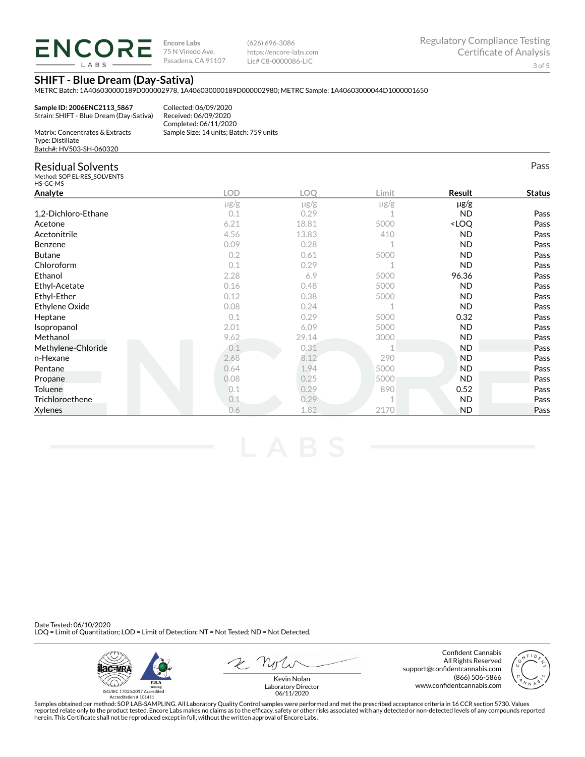**Encore Labs**
75 N Vinedo Ave.
Pasadena, CA 91107

(626) 696-3086
https://encore-labs.com
Lic# C8-0000086-LIC

Regulatory Compliance Testing
Certificate of Analysis

## SHIFT - Blue Dream (Day-Sativa)

METRC Batch: 1A406030000189D000002978, 1A406030000189D000002980; METRC Sample: 1A40603000044D1000001650

**Sample ID: 2006ENC2113_5867**
Strain: SHIFT - Blue Dream (Day-Sativa)

Matrix: Concentrates & Extracts
Type: Distillate
Batch#: HV503-SH-060320

Collected: 06/09/2020
Received: 06/09/2020
Completed: 06/11/2020
Sample Size: 14 units; Batch: 759 units

## Residual Solvents

Pass

Method: SOP EL-RES_SOLVENTS
HS-GC-MS

| Analyte | LOD | LOQ | Limit | Result | Status |
|---|---|---|---|---|---|
| | μg/g | μg/g | μg/g | μg/g | |
| 1,2-Dichloro-Ethane | 0.1 | 0.29 | 1 | ND | Pass |
| Acetone | 6.21 | 18.81 | 5000 | <LOQ | Pass |
| Acetonitrile | 4.56 | 13.83 | 410 | ND | Pass |
| Benzene | 0.09 | 0.28 | 1 | ND | Pass |
| Butane | 0.2 | 0.61 | 5000 | ND | Pass |
| Chloroform | 0.1 | 0.29 | 1 | ND | Pass |
| Ethanol | 2.28 | 6.9 | 5000 | 96.36 | Pass |
| Ethyl-Acetate | 0.16 | 0.48 | 5000 | ND | Pass |
| Ethyl-Ether | 0.12 | 0.38 | 5000 | ND | Pass |
| Ethylene Oxide | 0.08 | 0.24 | 1 | ND | Pass |
| Heptane | 0.1 | 0.29 | 5000 | 0.32 | Pass |
| Isopropanol | 2.01 | 6.09 | 5000 | ND | Pass |
| Methanol | 9.62 | 29.14 | 3000 | ND | Pass |
| Methylene-Chloride | 0.1 | 0.31 | 1 | ND | Pass |
| n-Hexane | 2.68 | 8.12 | 290 | ND | Pass |
| Pentane | 0.64 | 1.94 | 5000 | ND | Pass |
| Propane | 0.08 | 0.25 | 5000 | ND | Pass |
| Toluene | 0.1 | 0.29 | 890 | 0.52 | Pass |
| Trichloroethene | 0.1 | 0.29 | 1 | ND | Pass |
| Xylenes | 0.6 | 1.82 | 2170 | ND | Pass |

Date Tested: 06/10/2020
LOQ = Limit of Quantitation; LOD = Limit of Detection; NT = Not Tested; ND = Not Detected.

ISO/IEC 17025:2017 Accredited
Accreditation # 101411

Kevin Nolan
Laboratory Director
06/11/2020

Confident Cannabis
All Rights Reserved
support@confidentcannabis.com
(866) 506-5866
www.confidentcannabis.com

Samples obtained per method: SOP LAB-SAMPLING. All Laboratory Quality Control samples were performed and met the prescribed acceptance criteria in 16 CCR section 5730. Values reported relate only to the product tested. Encore Labs makes no claims as to the efficacy, safety or other risks associated with any detected or non-detected levels of any compounds reported herein. This Certificate shall not be reproduced except in full, without the written approval of Encore Labs.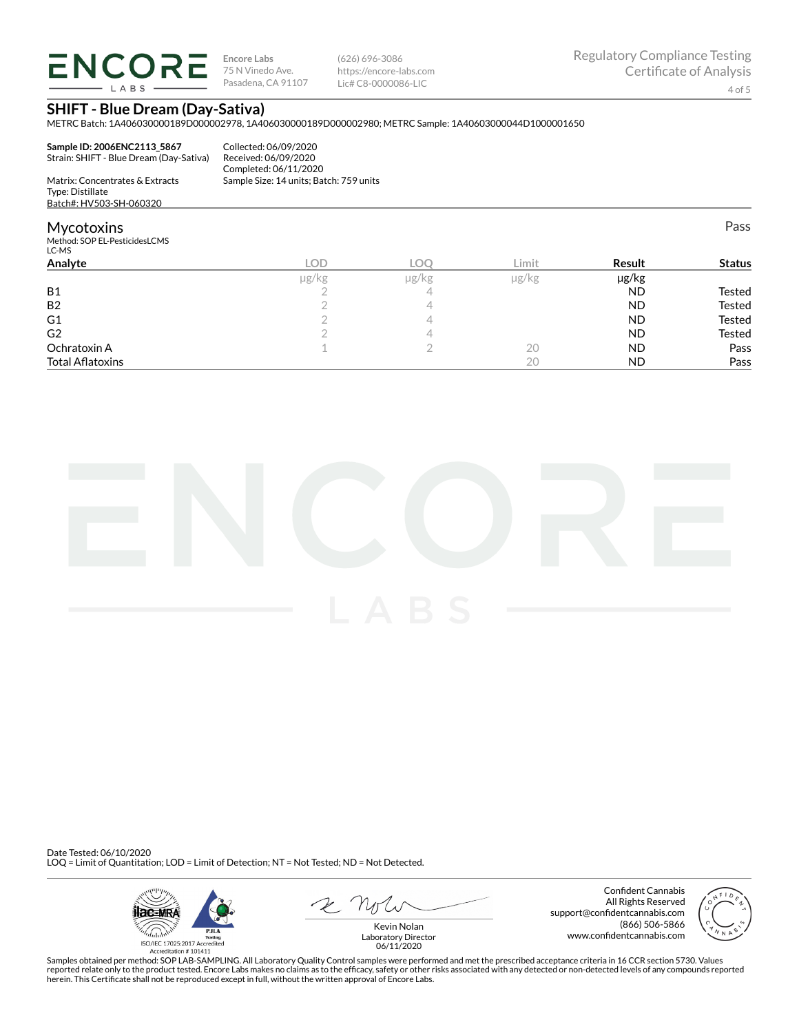**ENCORE LABS**

Encore Labs
75 N Vinedo Ave.
Pasadena, CA 91107

(626) 696-3086
https://encore-labs.com
Lic# C8-0000086-LIC

Regulatory Compliance Testing
Certificate of Analysis

## SHIFT - Blue Dream (Day-Sativa)

METRC Batch: 1A406030000189D000002978, 1A406030000189D000002980; METRC Sample: 1A40603000044D1000001650

**Sample ID: 2006ENC2113_5867**
Strain: SHIFT - Blue Dream (Day-Sativa)

Matrix: Concentrates & Extracts
Type: Distillate
Batch#: HV503-SH-060320

Collected: 06/09/2020
Received: 06/09/2020
Completed: 06/11/2020
Sample Size: 14 units; Batch: 759 units

### Mycotoxins

Pass

Method: SOP EL-PesticidesLCMS
LC-MS

| Analyte | LOD | LOQ | Limit | Result | Status |
|---|---|---|---|---|---|
| | μg/kg | μg/kg | μg/kg | μg/kg | |
| B1 | 2 | 4 | | ND | Tested |
| B2 | 2 | 4 | | ND | Tested |
| G1 | 2 | 4 | | ND | Tested |
| G2 | 2 | 4 | | ND | Tested |
| Ochratoxin A | 1 | 2 | 20 | ND | Pass |
| Total Aflatoxins | | | 20 | ND | Pass |

Date Tested: 06/10/2020
LOQ = Limit of Quantitation; LOD = Limit of Detection; NT = Not Tested; ND = Not Detected.

ISO/IEC 17025:2017 Accredited
Accreditation # 101411

Kevin Nolan
Laboratory Director
06/11/2020

Confident Cannabis
All Rights Reserved
support@confidentcannabis.com
(866) 506-5866
www.confidentcannabis.com

Samples obtained per method: SOP LAB-SAMPLING. All Laboratory Quality Control samples were performed and met the prescribed acceptance criteria in 16 CCR section 5730. Values reported relate only to the product tested. Encore Labs makes no claims as to the efficacy, safety or other risks associated with any detected or non-detected levels of any compounds reported herein. This Certificate shall not be reproduced except in full, without the written approval of Encore Labs.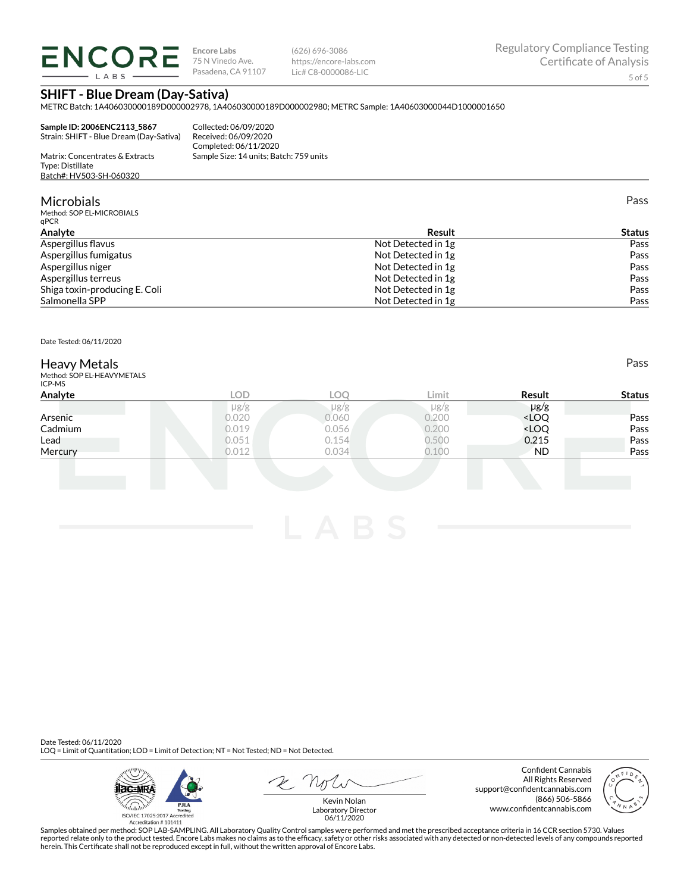ENCORE LABS

**Encore Labs**
75 N Vinedo Ave.
Pasadena, CA 91107

(626) 696-3086
https://encore-labs.com
Lic# C8-0000086-LIC

Regulatory Compliance Testing
Certificate of Analysis

## SHIFT - Blue Dream (Day-Sativa)

METRC Batch: 1A406030000189D000002978, 1A406030000189D000002980; METRC Sample: 1A40603000044D1000001650

**Sample ID: 2006ENC2113_5867**
Strain: SHIFT - Blue Dream (Day-Sativa)

Matrix: Concentrates & Extracts
Type: Distillate
Batch#: HV503-SH-060320

Collected: 06/09/2020
Received: 06/09/2020
Completed: 06/11/2020
Sample Size: 14 units; Batch: 759 units

### Microbials

Pass

Method: SOP EL-MICROBIALS
qPCR

| Analyte | Result | Status |
|---|---|---|
| Aspergillus flavus | Not Detected in 1g | Pass |
| Aspergillus fumigatus | Not Detected in 1g | Pass |
| Aspergillus niger | Not Detected in 1g | Pass |
| Aspergillus terreus | Not Detected in 1g | Pass |
| Shiga toxin-producing E. Coli | Not Detected in 1g | Pass |
| Salmonella SPP | Not Detected in 1g | Pass |

Date Tested: 06/11/2020

### Heavy Metals

Pass

Method: SOP EL-HEAVYMETALS
ICP-MS

| Analyte | LOD | LOQ | Limit | Result | Status |
|---|---|---|---|---|---|
| | μg/g | μg/g | μg/g | μg/g | |
| Arsenic | 0.020 | 0.060 | 0.200 | <LOQ | Pass |
| Cadmium | 0.019 | 0.056 | 0.200 | <LOQ | Pass |
| Lead | 0.051 | 0.154 | 0.500 | 0.215 | Pass |
| Mercury | 0.012 | 0.034 | 0.100 | ND | Pass |

Date Tested: 06/11/2020
LOQ = Limit of Quantitation; LOD = Limit of Detection; NT = Not Tested; ND = Not Detected.

ISO/IEC 17025:2017 Accredited
Accreditation # 101411

Kevin Nolan
Laboratory Director
06/11/2020

Confident Cannabis
All Rights Reserved
support@confidentcannabis.com
(866) 506-5866
www.confidentcannabis.com

Samples obtained per method: SOP LAB-SAMPLING. All Laboratory Quality Control samples were performed and met the prescribed acceptance criteria in 16 CCR section 5730. Values reported relate only to the product tested. Encore Labs makes no claims as to the efficacy, safety or other risks associated with any detected or non-detected levels of any compounds reported herein. This Certificate shall not be reproduced except in full, without the written approval of Encore Labs.